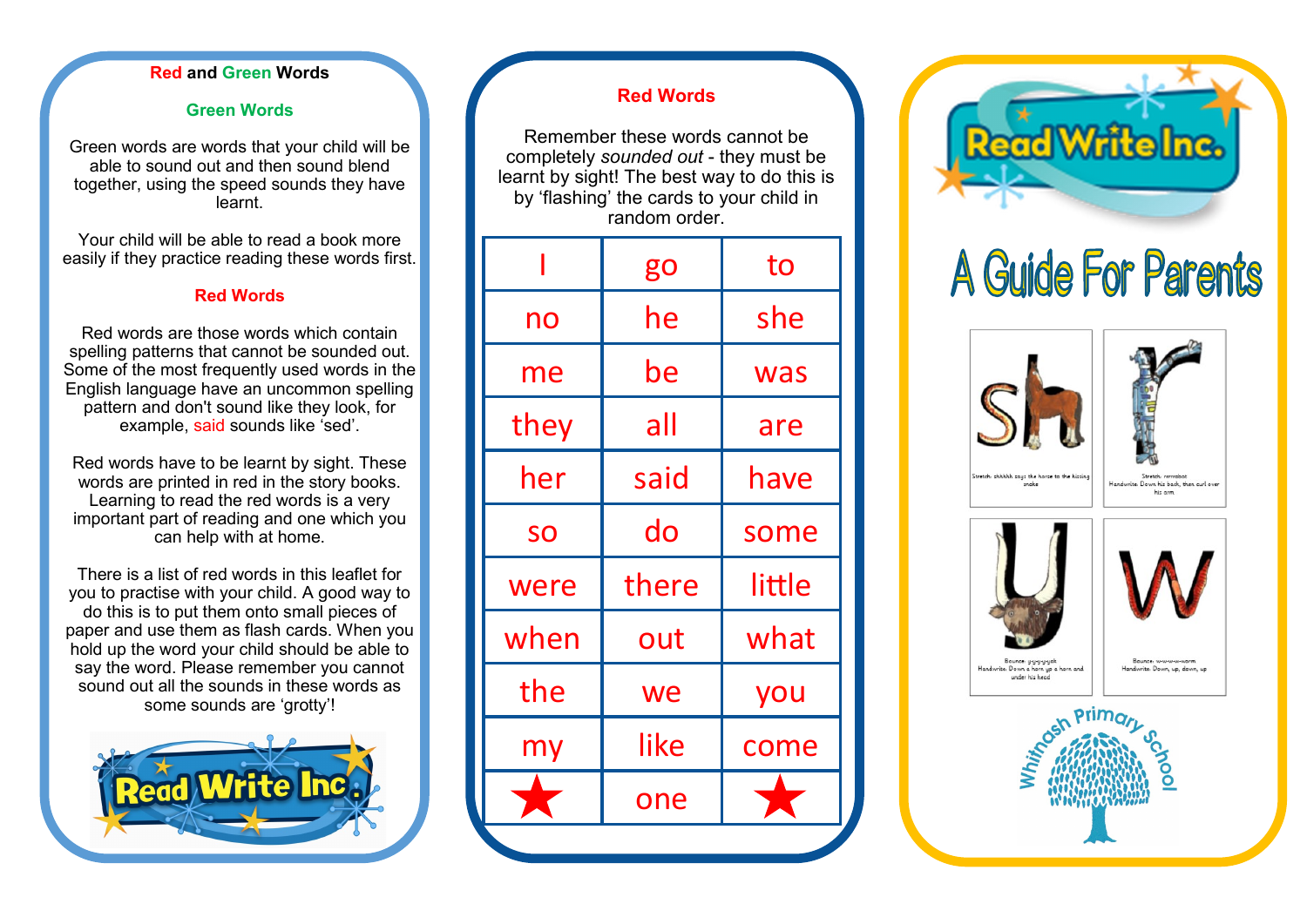## Red and Green Words

### Green Words

Green words are words that your child will be able to sound out and then sound blend together, using the speed sounds they have learnt.

Your child will be able to read a book more easily if they practice reading these words first.

### Red Words

Red words are those words which contain spelling patterns that cannot be sounded out. Some of the most frequently used words in the English language have an uncommon spelling pattern and don't sound like they look, for example, said sounds like 'sed'.

Red words have to be learnt by sight. These words are printed in red in the story books. Learning to read the red words is a very important part of reading and one which you can help with at home.

There is a list of red words in this leaflet for you to practise with your child. A good way to do this is to put them onto small pieces of paper and use them as flash cards. When you hold up the word your child should be able to say the word. Please remember you cannot sound out all the sounds in these words as some sounds are 'grotty'!

Read Write Inc.

## Red Words

Remember these words cannot be completely *sounded out* - they must be learnt by sight! The best way to do this is by 'flashing' the cards to your child in random order.

| | | |
|---|---|---|
| I | go | to |
| no | he | she |
| me | be | was |
| they | all | are |
| her | said | have |
| so | do | some |
| were | there | little |
| when | out | what |
| the | we | you |
| my | like | come |
| ★ | one | ★ |

Read Write Inc.

# A Guide For Parents

Stretch: shhhhh says the horse to the hissing snake

Stretch: rrrrrobot
Handwrite: Down his back, then curl over his arm

Bounce: y-y-y-yak
Handwrite: Down a horn up a horn and under his head

Bounce: w-w-w-w-worm
Handwrite: Down, up, down, up

Whitnash Primary School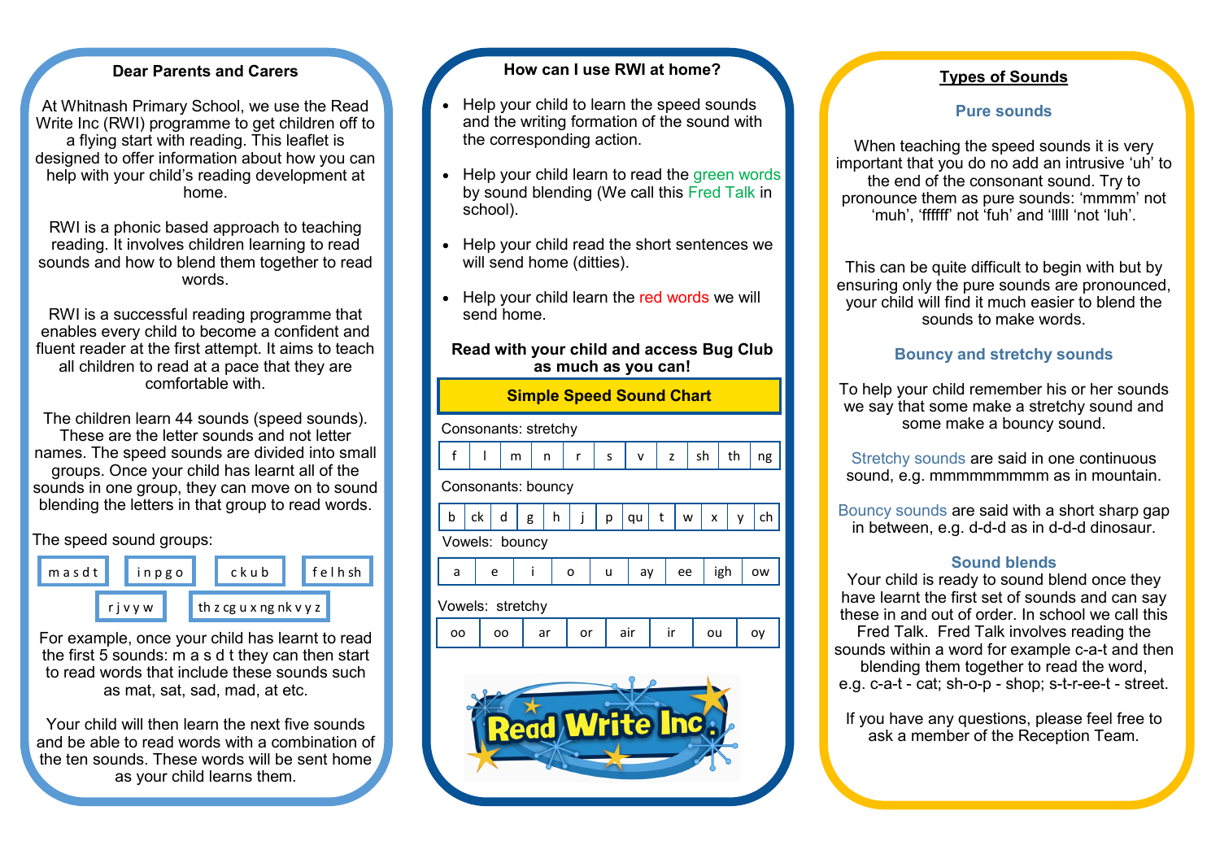## Dear Parents and Carers

At Whitnash Primary School, we use the Read Write Inc (RWI) programme to get children off to a flying start with reading. This leaflet is designed to offer information about how you can help with your child's reading development at home.

RWI is a phonic based approach to teaching reading. It involves children learning to read sounds and how to blend them together to read words.

RWI is a successful reading programme that enables every child to become a confident and fluent reader at the first attempt. It aims to teach all children to read at a pace that they are comfortable with.

The children learn 44 sounds (speed sounds). These are the letter sounds and not letter names. The speed sounds are divided into small groups. Once your child has learnt all of the sounds in one group, they can move on to sound blending the letters in that group to read words.

The speed sound groups:

| | | | |
|---|---|---|---|
| m a s d t | i n p g o | c k u b | f e l h sh |
| r j v y w | th z cg u x ng nk v y z | | |

For example, once your child has learnt to read the first 5 sounds: m a s d t they can then start to read words that include these sounds such as mat, sat, sad, mad, at etc.

Your child will then learn the next five sounds and be able to read words with a combination of the ten sounds. These words will be sent home as your child learns them.

## How can I use RWI at home?

- Help your child to learn the speed sounds and the writing formation of the sound with the corresponding action.
- Help your child learn to read the green words by sound blending (We call this Fred Talk in school).
- Help your child read the short sentences we will send home (ditties).
- Help your child learn the red words we will send home.

**Read with your child and access Bug Club as much as you can!**

### Simple Speed Sound Chart

Consonants: stretchy

| | | | | | | | | | | |
|---|---|---|---|---|---|---|---|---|---|---|
| f | l | m | n | r | s | v | z | sh | th | ng |

Consonants: bouncy

| | | | | | | | | | | | | |
|---|---|---|---|---|---|---|---|---|---|---|---|---|
| b | ck | d | g | h | j | p | qu | t | w | x | y | ch |

Vowels: bouncy

| | | | | | | | | |
|---|---|---|---|---|---|---|---|---|
| a | e | i | o | u | ay | ee | igh | ow |

Vowels: stretchy

| | | | | | | | |
|---|---|---|---|---|---|---|---|
| oo | oo | ar | or | air | ir | ou | oy |

Read Write Inc.

## Types of Sounds

### Pure sounds

When teaching the speed sounds it is very important that you do no add an intrusive 'uh' to the end of the consonant sound. Try to pronounce them as pure sounds: 'mmmm' not 'muh', 'ffffff' not 'fuh' and 'lllll 'not 'luh'.

This can be quite difficult to begin with but by ensuring only the pure sounds are pronounced, your child will find it much easier to blend the sounds to make words.

### Bouncy and stretchy sounds

To help your child remember his or her sounds we say that some make a stretchy sound and some make a bouncy sound.

Stretchy sounds are said in one continuous sound, e.g. mmmmmmmmm as in mountain.

Bouncy sounds are said with a short sharp gap in between, e.g. d-d-d as in d-d-d dinosaur.

### Sound blends

Your child is ready to sound blend once they have learnt the first set of sounds and can say these in and out of order. In school we call this Fred Talk. Fred Talk involves reading the sounds within a word for example c-a-t and then blending them together to read the word, e.g. c-a-t - cat; sh-o-p - shop; s-t-r-ee-t - street.

If you have any questions, please feel free to ask a member of the Reception Team.